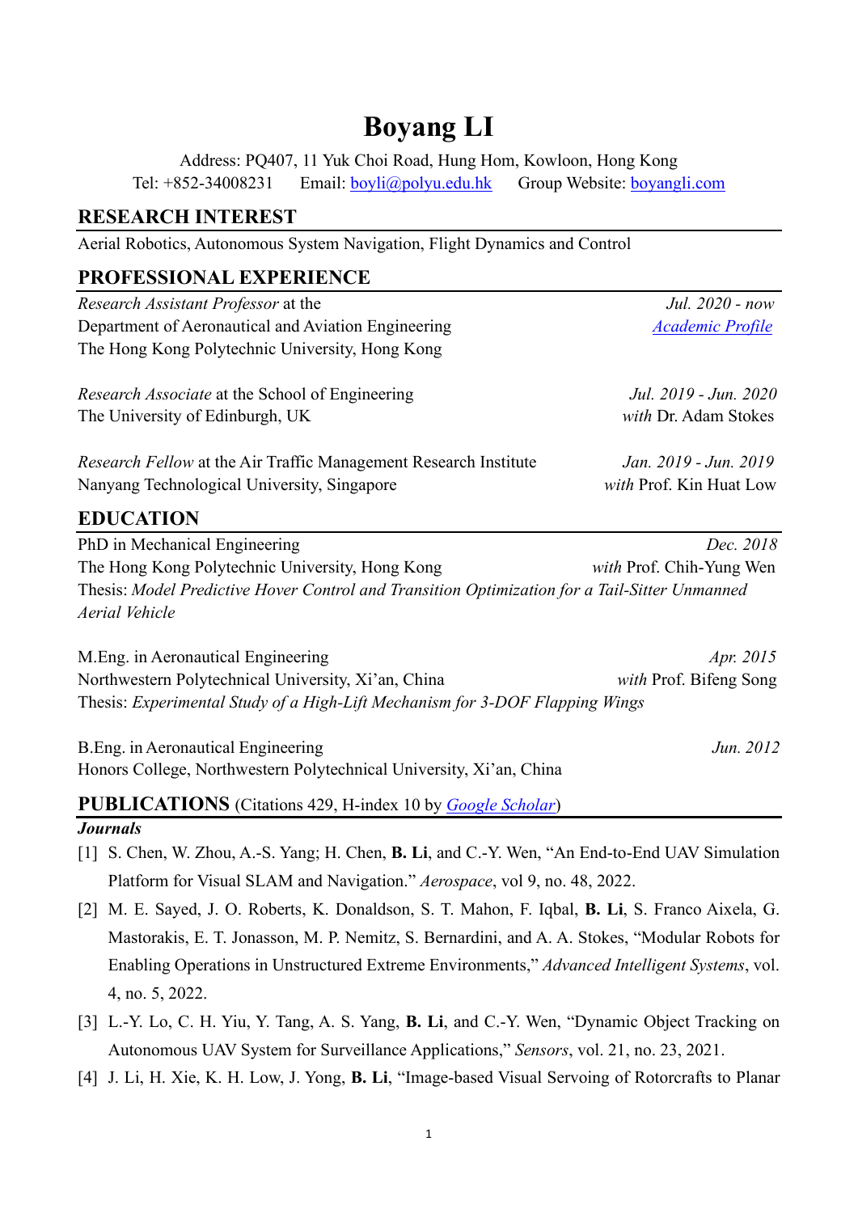# Boyang LI

Address: PQ407, 11 Yuk Choi Road, Hung Hom, Kowloon, Hong Kong
Tel: +852-34008231 Email: boyli@polyu.edu.hk Group Website: boyangli.com

## RESEARCH INTEREST

Aerial Robotics, Autonomous System Navigation, Flight Dynamics and Control

## PROFESSIONAL EXPERIENCE

*Research Assistant Professor* at the Department of Aeronautical and Aviation Engineering, The Hong Kong Polytechnic University, Hong Kong — *Jul. 2020 - now* — *Academic Profile*

*Research Associate* at the School of Engineering, The University of Edinburgh, UK — *Jul. 2019 - Jun. 2020* — *with* Dr. Adam Stokes

*Research Fellow* at the Air Traffic Management Research Institute, Nanyang Technological University, Singapore — *Jan. 2019 - Jun. 2019* — *with* Prof. Kin Huat Low

## EDUCATION

PhD in Mechanical Engineering — *Dec. 2018*
The Hong Kong Polytechnic University, Hong Kong — *with* Prof. Chih-Yung Wen
Thesis: *Model Predictive Hover Control and Transition Optimization for a Tail-Sitter Unmanned Aerial Vehicle*

M.Eng. in Aeronautical Engineering — *Apr. 2015*
Northwestern Polytechnical University, Xi'an, China — *with* Prof. Bifeng Song
Thesis: *Experimental Study of a High-Lift Mechanism for 3-DOF Flapping Wings*

B.Eng. in Aeronautical Engineering — *Jun. 2012*
Honors College, Northwestern Polytechnical University, Xi'an, China

## PUBLICATIONS (Citations 429, H-index 10 by *Google Scholar*)

### *Journals*

[1] S. Chen, W. Zhou, A.-S. Yang; H. Chen, **B. Li**, and C.-Y. Wen, "An End-to-End UAV Simulation Platform for Visual SLAM and Navigation." *Aerospace*, vol 9, no. 48, 2022.

[2] M. E. Sayed, J. O. Roberts, K. Donaldson, S. T. Mahon, F. Iqbal, **B. Li**, S. Franco Aixela, G. Mastorakis, E. T. Jonasson, M. P. Nemitz, S. Bernardini, and A. A. Stokes, "Modular Robots for Enabling Operations in Unstructured Extreme Environments," *Advanced Intelligent Systems*, vol. 4, no. 5, 2022.

[3] L.-Y. Lo, C. H. Yiu, Y. Tang, A. S. Yang, **B. Li**, and C.-Y. Wen, "Dynamic Object Tracking on Autonomous UAV System for Surveillance Applications," *Sensors*, vol. 21, no. 23, 2021.

[4] J. Li, H. Xie, K. H. Low, J. Yong, **B. Li**, "Image-based Visual Servoing of Rotorcrafts to Planar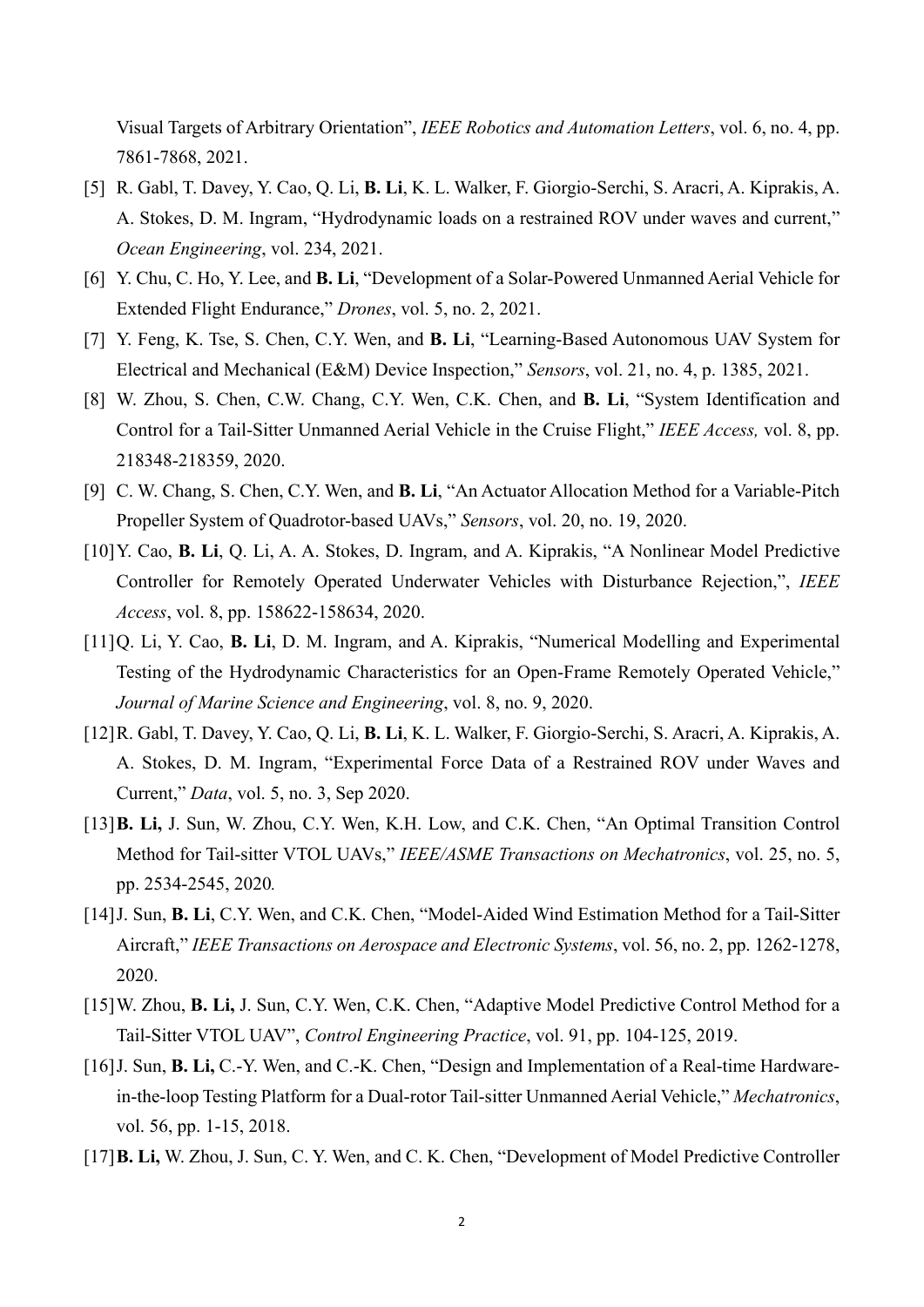Visual Targets of Arbitrary Orientation", *IEEE Robotics and Automation Letters*, vol. 6, no. 4, pp. 7861-7868, 2021.

[5] R. Gabl, T. Davey, Y. Cao, Q. Li, **B. Li**, K. L. Walker, F. Giorgio-Serchi, S. Aracri, A. Kiprakis, A. A. Stokes, D. M. Ingram, "Hydrodynamic loads on a restrained ROV under waves and current," *Ocean Engineering*, vol. 234, 2021.

[6] Y. Chu, C. Ho, Y. Lee, and **B. Li**, "Development of a Solar-Powered Unmanned Aerial Vehicle for Extended Flight Endurance," *Drones*, vol. 5, no. 2, 2021.

[7] Y. Feng, K. Tse, S. Chen, C.Y. Wen, and **B. Li**, "Learning-Based Autonomous UAV System for Electrical and Mechanical (E&M) Device Inspection," *Sensors*, vol. 21, no. 4, p. 1385, 2021.

[8] W. Zhou, S. Chen, C.W. Chang, C.Y. Wen, C.K. Chen, and **B. Li**, "System Identification and Control for a Tail-Sitter Unmanned Aerial Vehicle in the Cruise Flight," *IEEE Access,* vol. 8, pp. 218348-218359, 2020.

[9] C. W. Chang, S. Chen, C.Y. Wen, and **B. Li**, "An Actuator Allocation Method for a Variable-Pitch Propeller System of Quadrotor-based UAVs," *Sensors*, vol. 20, no. 19, 2020.

[10] Y. Cao, **B. Li**, Q. Li, A. A. Stokes, D. Ingram, and A. Kiprakis, "A Nonlinear Model Predictive Controller for Remotely Operated Underwater Vehicles with Disturbance Rejection,", *IEEE Access*, vol. 8, pp. 158622-158634, 2020.

[11] Q. Li, Y. Cao, **B. Li**, D. M. Ingram, and A. Kiprakis, "Numerical Modelling and Experimental Testing of the Hydrodynamic Characteristics for an Open-Frame Remotely Operated Vehicle," *Journal of Marine Science and Engineering*, vol. 8, no. 9, 2020.

[12] R. Gabl, T. Davey, Y. Cao, Q. Li, **B. Li**, K. L. Walker, F. Giorgio-Serchi, S. Aracri, A. Kiprakis, A. A. Stokes, D. M. Ingram, "Experimental Force Data of a Restrained ROV under Waves and Current," *Data*, vol. 5, no. 3, Sep 2020.

[13] **B. Li,** J. Sun, W. Zhou, C.Y. Wen, K.H. Low, and C.K. Chen, "An Optimal Transition Control Method for Tail-sitter VTOL UAVs," *IEEE/ASME Transactions on Mechatronics*, vol. 25, no. 5, pp. 2534-2545, 2020*.*

[14] J. Sun, **B. Li**, C.Y. Wen, and C.K. Chen, "Model-Aided Wind Estimation Method for a Tail-Sitter Aircraft," *IEEE Transactions on Aerospace and Electronic Systems*, vol. 56, no. 2, pp. 1262-1278, 2020.

[15] W. Zhou, **B. Li,** J. Sun, C.Y. Wen, C.K. Chen, "Adaptive Model Predictive Control Method for a Tail-Sitter VTOL UAV", *Control Engineering Practice*, vol. 91, pp. 104-125, 2019.

[16] J. Sun, **B. Li,** C.-Y. Wen, and C.-K. Chen, "Design and Implementation of a Real-time Hardware-in-the-loop Testing Platform for a Dual-rotor Tail-sitter Unmanned Aerial Vehicle," *Mechatronics*, vol. 56, pp. 1-15, 2018.

[17] **B. Li,** W. Zhou, J. Sun, C. Y. Wen, and C. K. Chen, "Development of Model Predictive Controller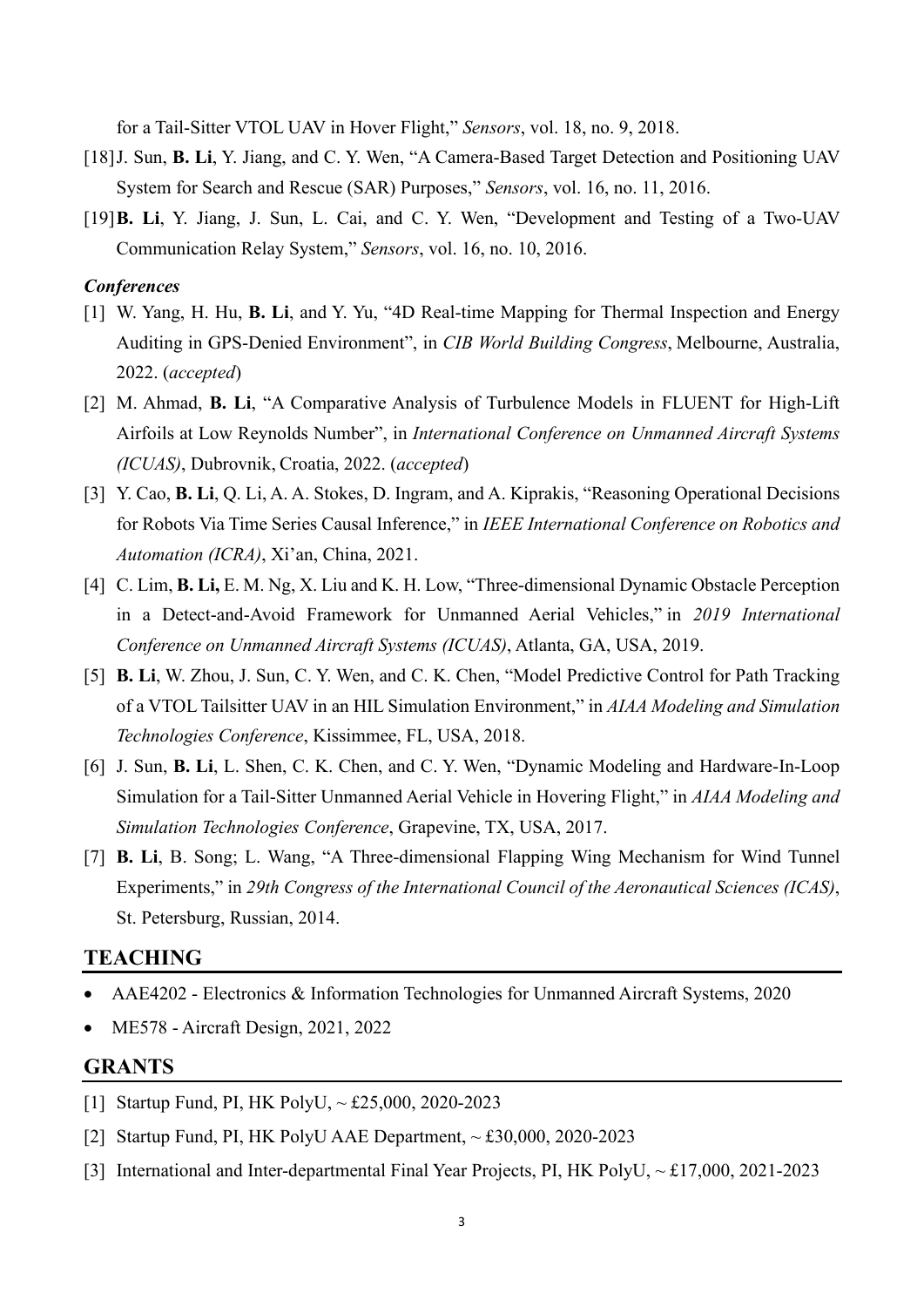for a Tail-Sitter VTOL UAV in Hover Flight," *Sensors*, vol. 18, no. 9, 2018.

[18] J. Sun, **B. Li**, Y. Jiang, and C. Y. Wen, "A Camera-Based Target Detection and Positioning UAV System for Search and Rescue (SAR) Purposes," *Sensors*, vol. 16, no. 11, 2016.

[19] **B. Li**, Y. Jiang, J. Sun, L. Cai, and C. Y. Wen, "Development and Testing of a Two-UAV Communication Relay System," *Sensors*, vol. 16, no. 10, 2016.

***Conferences***

[1] W. Yang, H. Hu, **B. Li**, and Y. Yu, "4D Real-time Mapping for Thermal Inspection and Energy Auditing in GPS-Denied Environment", in *CIB World Building Congress*, Melbourne, Australia, 2022. (*accepted*)

[2] M. Ahmad, **B. Li**, "A Comparative Analysis of Turbulence Models in FLUENT for High-Lift Airfoils at Low Reynolds Number", in *International Conference on Unmanned Aircraft Systems (ICUAS)*, Dubrovnik, Croatia, 2022. (*accepted*)

[3] Y. Cao, **B. Li**, Q. Li, A. A. Stokes, D. Ingram, and A. Kiprakis, "Reasoning Operational Decisions for Robots Via Time Series Causal Inference," in *IEEE International Conference on Robotics and Automation (ICRA)*, Xi'an, China, 2021.

[4] C. Lim, **B. Li,** E. M. Ng, X. Liu and K. H. Low, "Three-dimensional Dynamic Obstacle Perception in a Detect-and-Avoid Framework for Unmanned Aerial Vehicles," in *2019 International Conference on Unmanned Aircraft Systems (ICUAS)*, Atlanta, GA, USA, 2019.

[5] **B. Li**, W. Zhou, J. Sun, C. Y. Wen, and C. K. Chen, "Model Predictive Control for Path Tracking of a VTOL Tailsitter UAV in an HIL Simulation Environment," in *AIAA Modeling and Simulation Technologies Conference*, Kissimmee, FL, USA, 2018.

[6] J. Sun, **B. Li**, L. Shen, C. K. Chen, and C. Y. Wen, "Dynamic Modeling and Hardware-In-Loop Simulation for a Tail-Sitter Unmanned Aerial Vehicle in Hovering Flight," in *AIAA Modeling and Simulation Technologies Conference*, Grapevine, TX, USA, 2017.

[7] **B. Li**, B. Song; L. Wang, "A Three-dimensional Flapping Wing Mechanism for Wind Tunnel Experiments," in *29th Congress of the International Council of the Aeronautical Sciences (ICAS)*, St. Petersburg, Russian, 2014.

## TEACHING

- AAE4202 - Electronics & Information Technologies for Unmanned Aircraft Systems, 2020
- ME578 - Aircraft Design, 2021, 2022

## GRANTS

[1] Startup Fund, PI, HK PolyU, ~ £25,000, 2020-2023

[2] Startup Fund, PI, HK PolyU AAE Department, ~ £30,000, 2020-2023

[3] International and Inter-departmental Final Year Projects, PI, HK PolyU, ~ £17,000, 2021-2023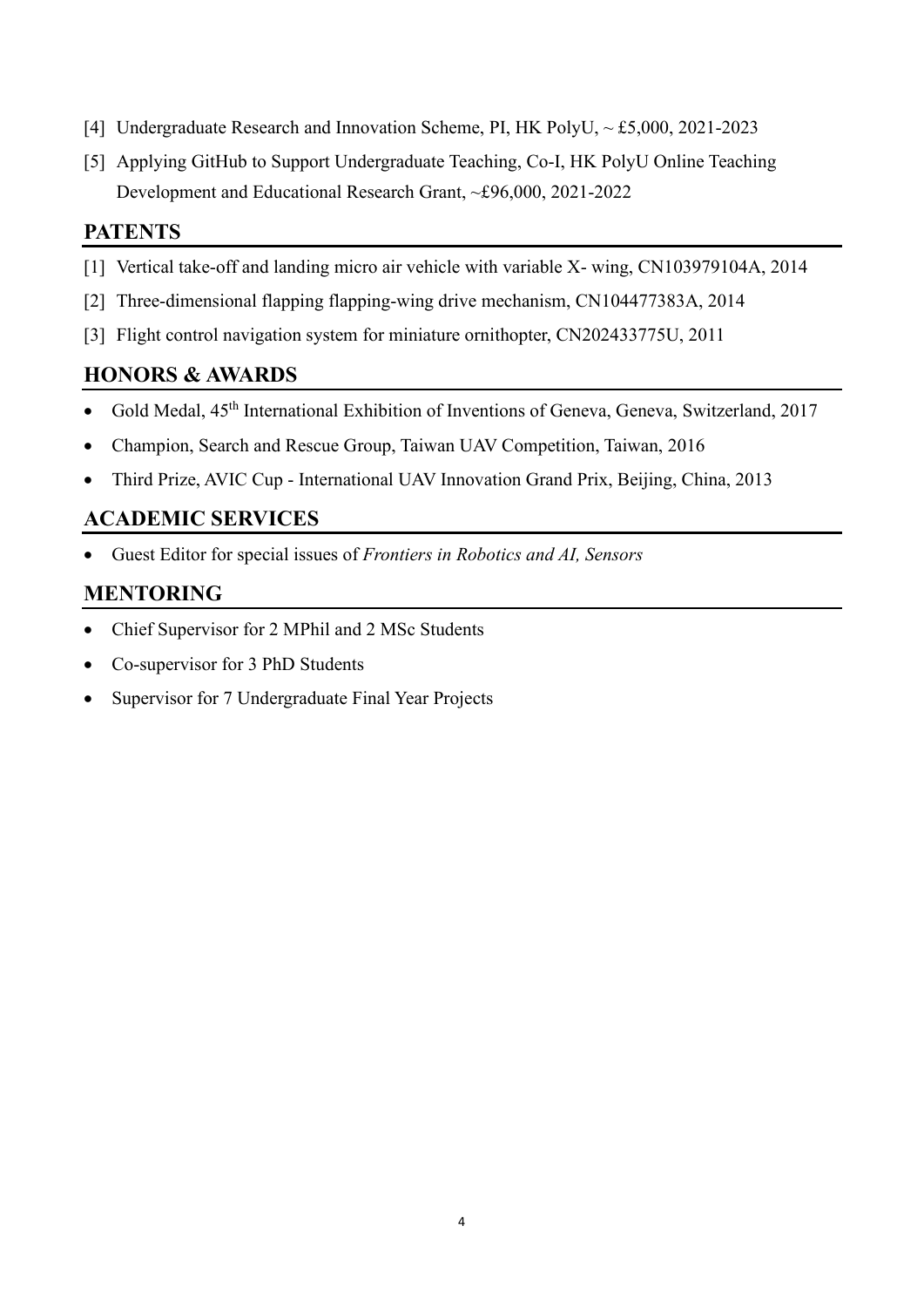[4] Undergraduate Research and Innovation Scheme, PI, HK PolyU, ~ £5,000, 2021-2023

[5] Applying GitHub to Support Undergraduate Teaching, Co-I, HK PolyU Online Teaching Development and Educational Research Grant, ~£96,000, 2021-2022

## PATENTS

[1] Vertical take-off and landing micro air vehicle with variable X- wing, CN103979104A, 2014

[2] Three-dimensional flapping flapping-wing drive mechanism, CN104477383A, 2014

[3] Flight control navigation system for miniature ornithopter, CN202433775U, 2011

## HONORS & AWARDS

- Gold Medal, 45th International Exhibition of Inventions of Geneva, Geneva, Switzerland, 2017
- Champion, Search and Rescue Group, Taiwan UAV Competition, Taiwan, 2016
- Third Prize, AVIC Cup - International UAV Innovation Grand Prix, Beijing, China, 2013

## ACADEMIC SERVICES

- Guest Editor for special issues of *Frontiers in Robotics and AI, Sensors*

## MENTORING

- Chief Supervisor for 2 MPhil and 2 MSc Students
- Co-supervisor for 3 PhD Students
- Supervisor for 7 Undergraduate Final Year Projects